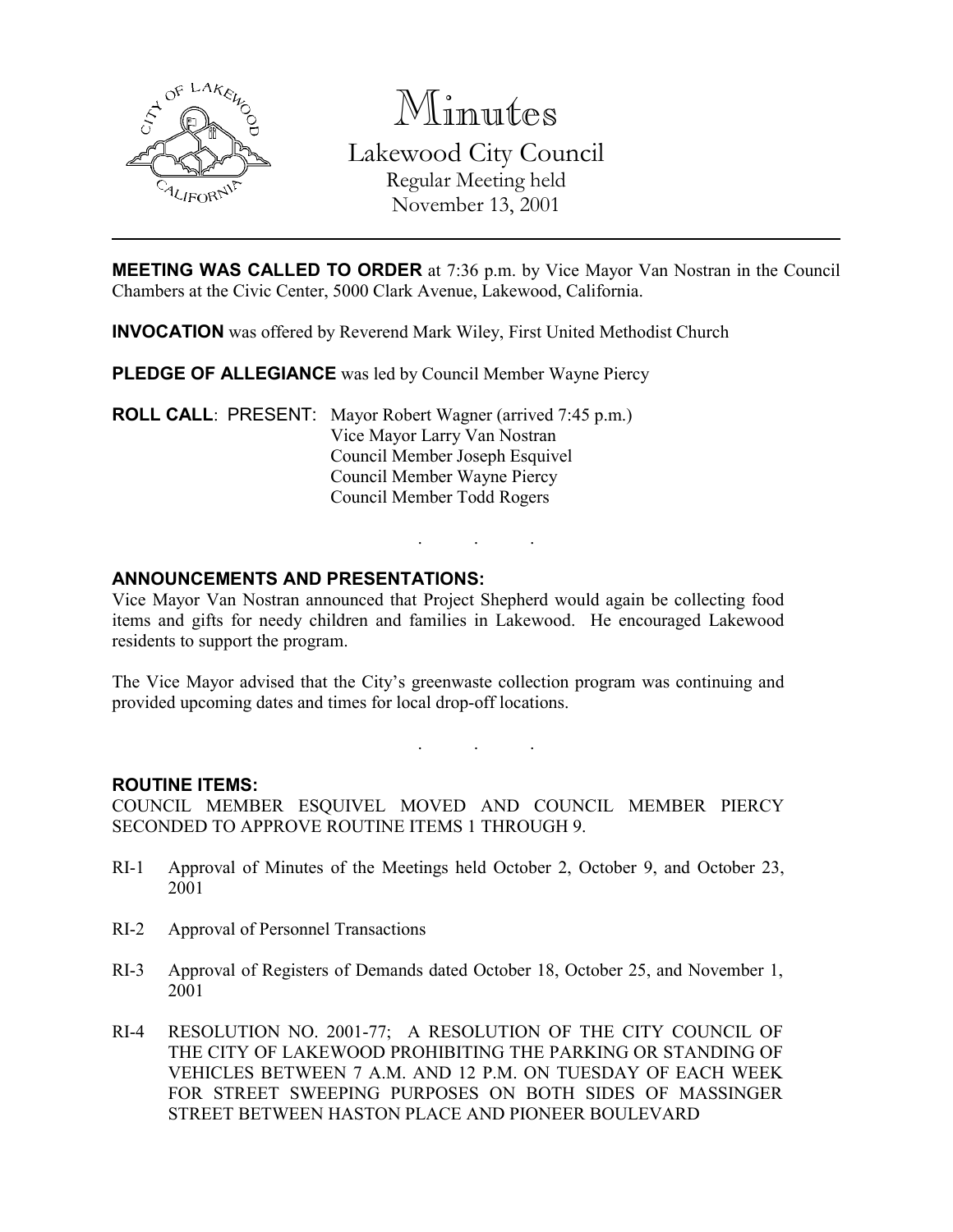# Minutes

Lakewood City Council
Regular Meeting held
November 13, 2001

**MEETING WAS CALLED TO ORDER** at 7:36 p.m. by Vice Mayor Van Nostran in the Council Chambers at the Civic Center, 5000 Clark Avenue, Lakewood, California.

**INVOCATION** was offered by Reverend Mark Wiley, First United Methodist Church

**PLEDGE OF ALLEGIANCE** was led by Council Member Wayne Piercy

**ROLL CALL**: PRESENT: Mayor Robert Wagner (arrived 7:45 p.m.)
Vice Mayor Larry Van Nostran
Council Member Joseph Esquivel
Council Member Wayne Piercy
Council Member Todd Rogers

. . .

**ANNOUNCEMENTS AND PRESENTATIONS:**

Vice Mayor Van Nostran announced that Project Shepherd would again be collecting food items and gifts for needy children and families in Lakewood. He encouraged Lakewood residents to support the program.

The Vice Mayor advised that the City's greenwaste collection program was continuing and provided upcoming dates and times for local drop-off locations.

. . .

**ROUTINE ITEMS:**

COUNCIL MEMBER ESQUIVEL MOVED AND COUNCIL MEMBER PIERCY SECONDED TO APPROVE ROUTINE ITEMS 1 THROUGH 9.

RI-1 Approval of Minutes of the Meetings held October 2, October 9, and October 23, 2001

RI-2 Approval of Personnel Transactions

RI-3 Approval of Registers of Demands dated October 18, October 25, and November 1, 2001

RI-4 RESOLUTION NO. 2001-77; A RESOLUTION OF THE CITY COUNCIL OF THE CITY OF LAKEWOOD PROHIBITING THE PARKING OR STANDING OF VEHICLES BETWEEN 7 A.M. AND 12 P.M. ON TUESDAY OF EACH WEEK FOR STREET SWEEPING PURPOSES ON BOTH SIDES OF MASSINGER STREET BETWEEN HASTON PLACE AND PIONEER BOULEVARD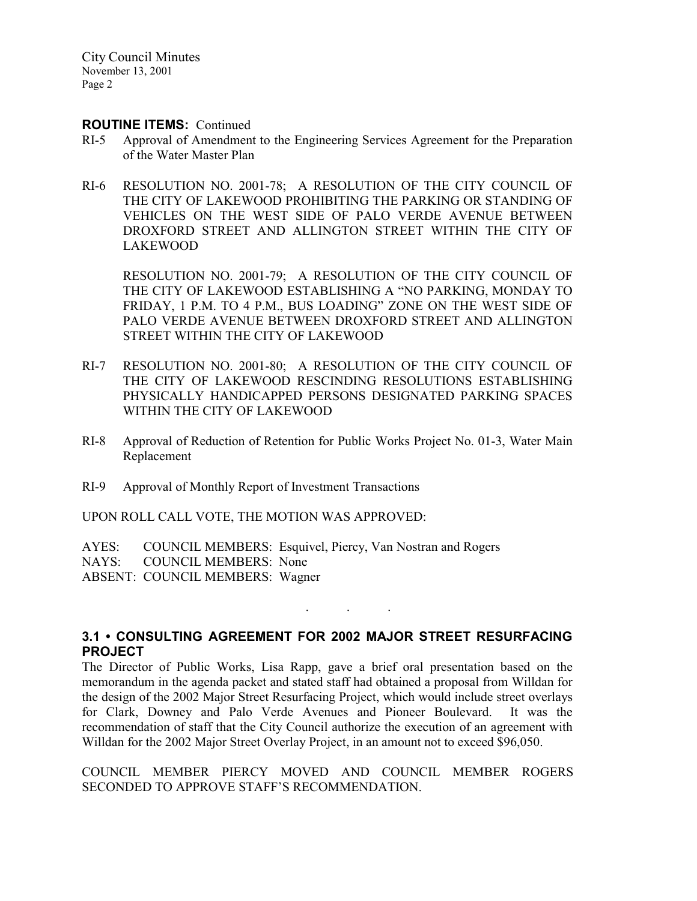**ROUTINE ITEMS:** Continued

RI-5 Approval of Amendment to the Engineering Services Agreement for the Preparation of the Water Master Plan

RI-6 RESOLUTION NO. 2001-78; A RESOLUTION OF THE CITY COUNCIL OF THE CITY OF LAKEWOOD PROHIBITING THE PARKING OR STANDING OF VEHICLES ON THE WEST SIDE OF PALO VERDE AVENUE BETWEEN DROXFORD STREET AND ALLINGTON STREET WITHIN THE CITY OF LAKEWOOD

RESOLUTION NO. 2001-79; A RESOLUTION OF THE CITY COUNCIL OF THE CITY OF LAKEWOOD ESTABLISHING A "NO PARKING, MONDAY TO FRIDAY, 1 P.M. TO 4 P.M., BUS LOADING" ZONE ON THE WEST SIDE OF PALO VERDE AVENUE BETWEEN DROXFORD STREET AND ALLINGTON STREET WITHIN THE CITY OF LAKEWOOD

RI-7 RESOLUTION NO. 2001-80; A RESOLUTION OF THE CITY COUNCIL OF THE CITY OF LAKEWOOD RESCINDING RESOLUTIONS ESTABLISHING PHYSICALLY HANDICAPPED PERSONS DESIGNATED PARKING SPACES WITHIN THE CITY OF LAKEWOOD

RI-8 Approval of Reduction of Retention for Public Works Project No. 01-3, Water Main Replacement

RI-9 Approval of Monthly Report of Investment Transactions

UPON ROLL CALL VOTE, THE MOTION WAS APPROVED:

AYES: COUNCIL MEMBERS: Esquivel, Piercy, Van Nostran and Rogers
NAYS: COUNCIL MEMBERS: None
ABSENT: COUNCIL MEMBERS: Wagner

. . .

## 3.1 • CONSULTING AGREEMENT FOR 2002 MAJOR STREET RESURFACING PROJECT

The Director of Public Works, Lisa Rapp, gave a brief oral presentation based on the memorandum in the agenda packet and stated staff had obtained a proposal from Willdan for the design of the 2002 Major Street Resurfacing Project, which would include street overlays for Clark, Downey and Palo Verde Avenues and Pioneer Boulevard. It was the recommendation of staff that the City Council authorize the execution of an agreement with Willdan for the 2002 Major Street Overlay Project, in an amount not to exceed $96,050.

COUNCIL MEMBER PIERCY MOVED AND COUNCIL MEMBER ROGERS SECONDED TO APPROVE STAFF'S RECOMMENDATION.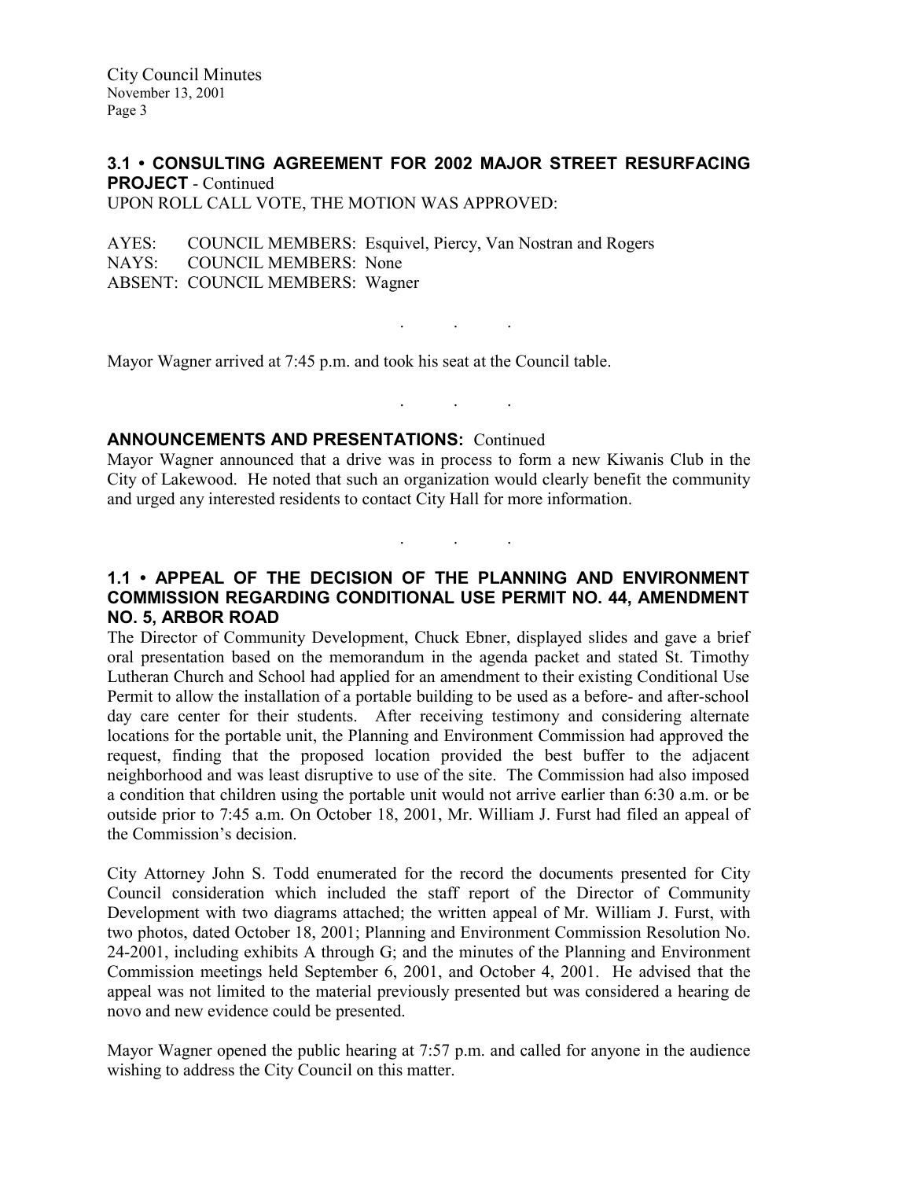**3.1 • CONSULTING AGREEMENT FOR 2002 MAJOR STREET RESURFACING PROJECT** - Continued

UPON ROLL CALL VOTE, THE MOTION WAS APPROVED:

AYES: COUNCIL MEMBERS: Esquivel, Piercy, Van Nostran and Rogers
NAYS: COUNCIL MEMBERS: None
ABSENT: COUNCIL MEMBERS: Wagner

. . .

Mayor Wagner arrived at 7:45 p.m. and took his seat at the Council table.

. . .

**ANNOUNCEMENTS AND PRESENTATIONS:** Continued

Mayor Wagner announced that a drive was in process to form a new Kiwanis Club in the City of Lakewood. He noted that such an organization would clearly benefit the community and urged any interested residents to contact City Hall for more information.

. . .

**1.1 • APPEAL OF THE DECISION OF THE PLANNING AND ENVIRONMENT COMMISSION REGARDING CONDITIONAL USE PERMIT NO. 44, AMENDMENT NO. 5, ARBOR ROAD**

The Director of Community Development, Chuck Ebner, displayed slides and gave a brief oral presentation based on the memorandum in the agenda packet and stated St. Timothy Lutheran Church and School had applied for an amendment to their existing Conditional Use Permit to allow the installation of a portable building to be used as a before- and after-school day care center for their students. After receiving testimony and considering alternate locations for the portable unit, the Planning and Environment Commission had approved the request, finding that the proposed location provided the best buffer to the adjacent neighborhood and was least disruptive to use of the site. The Commission had also imposed a condition that children using the portable unit would not arrive earlier than 6:30 a.m. or be outside prior to 7:45 a.m. On October 18, 2001, Mr. William J. Furst had filed an appeal of the Commission's decision.

City Attorney John S. Todd enumerated for the record the documents presented for City Council consideration which included the staff report of the Director of Community Development with two diagrams attached; the written appeal of Mr. William J. Furst, with two photos, dated October 18, 2001; Planning and Environment Commission Resolution No. 24-2001, including exhibits A through G; and the minutes of the Planning and Environment Commission meetings held September 6, 2001, and October 4, 2001. He advised that the appeal was not limited to the material previously presented but was considered a hearing de novo and new evidence could be presented.

Mayor Wagner opened the public hearing at 7:57 p.m. and called for anyone in the audience wishing to address the City Council on this matter.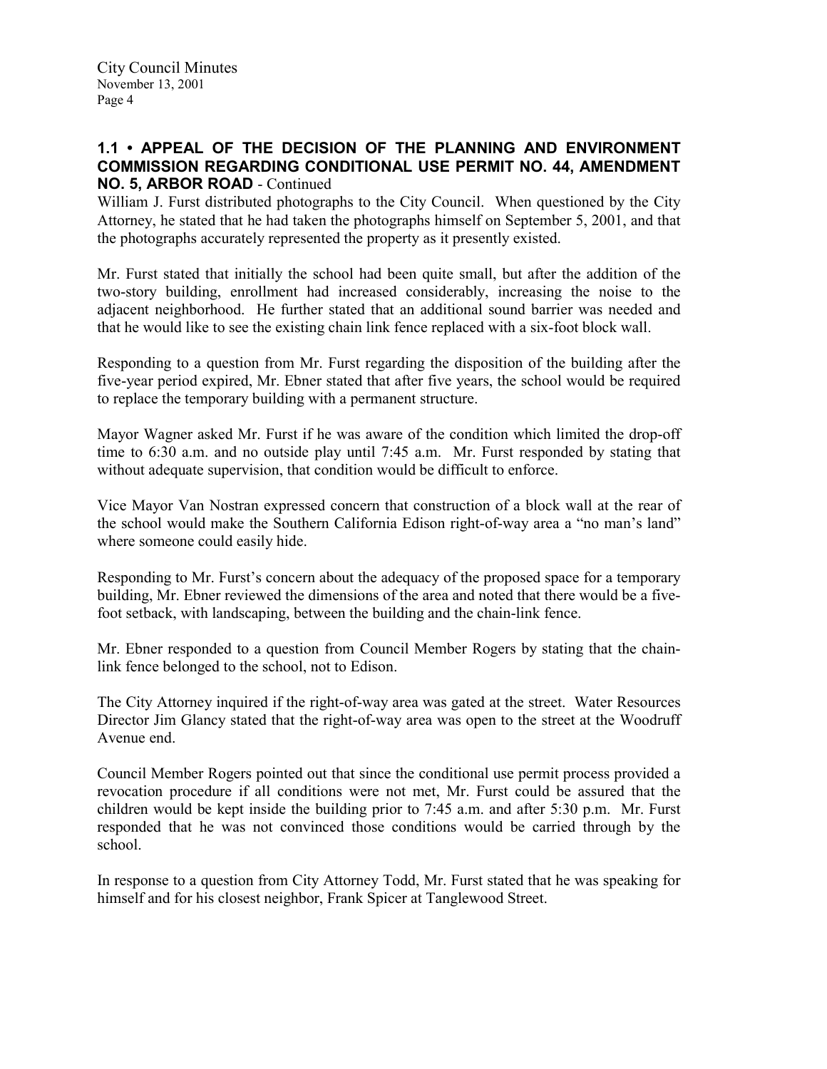## 1.1 • APPEAL OF THE DECISION OF THE PLANNING AND ENVIRONMENT COMMISSION REGARDING CONDITIONAL USE PERMIT NO. 44, AMENDMENT NO. 5, ARBOR ROAD - Continued

William J. Furst distributed photographs to the City Council. When questioned by the City Attorney, he stated that he had taken the photographs himself on September 5, 2001, and that the photographs accurately represented the property as it presently existed.

Mr. Furst stated that initially the school had been quite small, but after the addition of the two-story building, enrollment had increased considerably, increasing the noise to the adjacent neighborhood. He further stated that an additional sound barrier was needed and that he would like to see the existing chain link fence replaced with a six-foot block wall.

Responding to a question from Mr. Furst regarding the disposition of the building after the five-year period expired, Mr. Ebner stated that after five years, the school would be required to replace the temporary building with a permanent structure.

Mayor Wagner asked Mr. Furst if he was aware of the condition which limited the drop-off time to 6:30 a.m. and no outside play until 7:45 a.m. Mr. Furst responded by stating that without adequate supervision, that condition would be difficult to enforce.

Vice Mayor Van Nostran expressed concern that construction of a block wall at the rear of the school would make the Southern California Edison right-of-way area a "no man's land" where someone could easily hide.

Responding to Mr. Furst's concern about the adequacy of the proposed space for a temporary building, Mr. Ebner reviewed the dimensions of the area and noted that there would be a five-foot setback, with landscaping, between the building and the chain-link fence.

Mr. Ebner responded to a question from Council Member Rogers by stating that the chain-link fence belonged to the school, not to Edison.

The City Attorney inquired if the right-of-way area was gated at the street. Water Resources Director Jim Glancy stated that the right-of-way area was open to the street at the Woodruff Avenue end.

Council Member Rogers pointed out that since the conditional use permit process provided a revocation procedure if all conditions were not met, Mr. Furst could be assured that the children would be kept inside the building prior to 7:45 a.m. and after 5:30 p.m. Mr. Furst responded that he was not convinced those conditions would be carried through by the school.

In response to a question from City Attorney Todd, Mr. Furst stated that he was speaking for himself and for his closest neighbor, Frank Spicer at Tanglewood Street.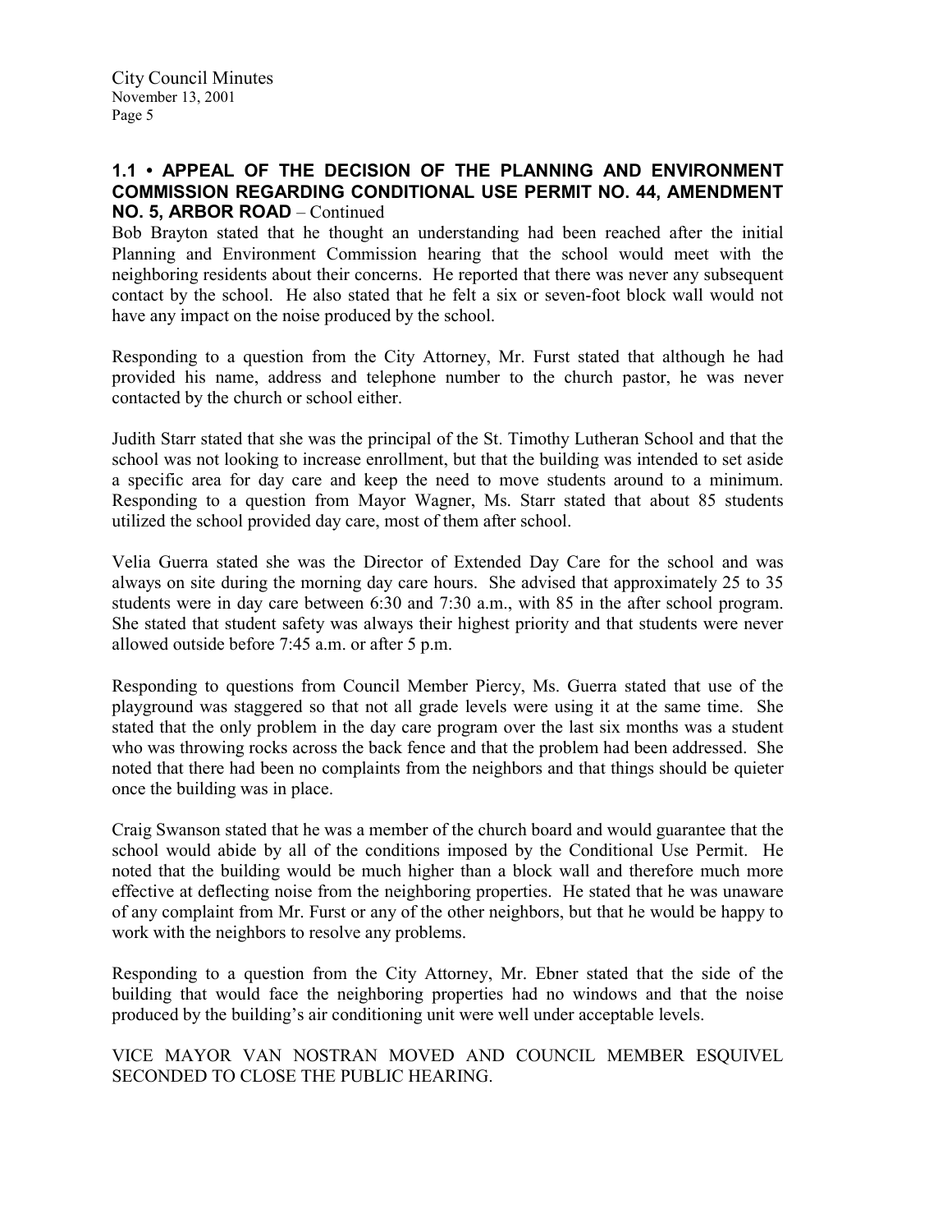## 1.1 • APPEAL OF THE DECISION OF THE PLANNING AND ENVIRONMENT COMMISSION REGARDING CONDITIONAL USE PERMIT NO. 44, AMENDMENT NO. 5, ARBOR ROAD – Continued

Bob Brayton stated that he thought an understanding had been reached after the initial Planning and Environment Commission hearing that the school would meet with the neighboring residents about their concerns. He reported that there was never any subsequent contact by the school. He also stated that he felt a six or seven-foot block wall would not have any impact on the noise produced by the school.

Responding to a question from the City Attorney, Mr. Furst stated that although he had provided his name, address and telephone number to the church pastor, he was never contacted by the church or school either.

Judith Starr stated that she was the principal of the St. Timothy Lutheran School and that the school was not looking to increase enrollment, but that the building was intended to set aside a specific area for day care and keep the need to move students around to a minimum. Responding to a question from Mayor Wagner, Ms. Starr stated that about 85 students utilized the school provided day care, most of them after school.

Velia Guerra stated she was the Director of Extended Day Care for the school and was always on site during the morning day care hours. She advised that approximately 25 to 35 students were in day care between 6:30 and 7:30 a.m., with 85 in the after school program. She stated that student safety was always their highest priority and that students were never allowed outside before 7:45 a.m. or after 5 p.m.

Responding to questions from Council Member Piercy, Ms. Guerra stated that use of the playground was staggered so that not all grade levels were using it at the same time. She stated that the only problem in the day care program over the last six months was a student who was throwing rocks across the back fence and that the problem had been addressed. She noted that there had been no complaints from the neighbors and that things should be quieter once the building was in place.

Craig Swanson stated that he was a member of the church board and would guarantee that the school would abide by all of the conditions imposed by the Conditional Use Permit. He noted that the building would be much higher than a block wall and therefore much more effective at deflecting noise from the neighboring properties. He stated that he was unaware of any complaint from Mr. Furst or any of the other neighbors, but that he would be happy to work with the neighbors to resolve any problems.

Responding to a question from the City Attorney, Mr. Ebner stated that the side of the building that would face the neighboring properties had no windows and that the noise produced by the building's air conditioning unit were well under acceptable levels.

VICE MAYOR VAN NOSTRAN MOVED AND COUNCIL MEMBER ESQUIVEL SECONDED TO CLOSE THE PUBLIC HEARING.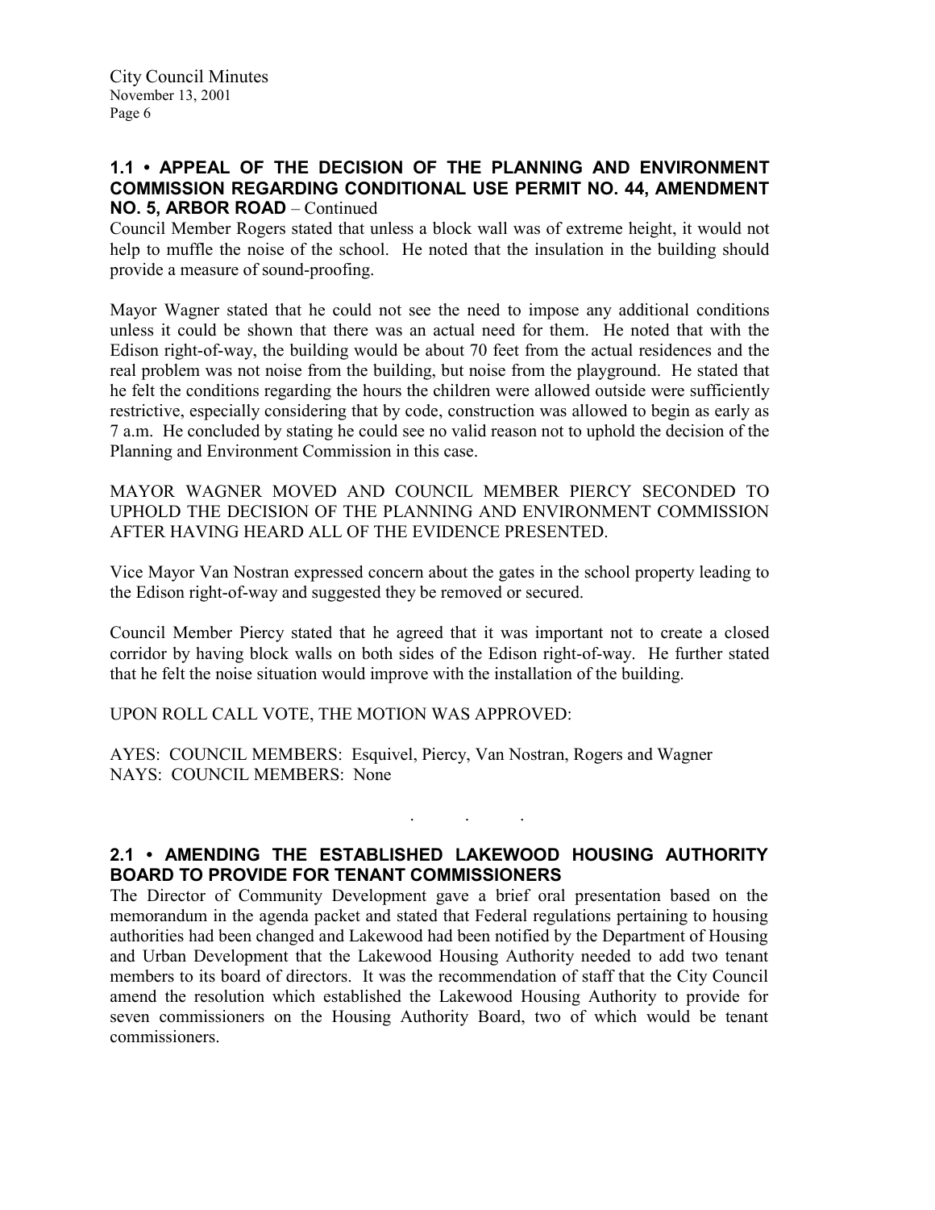## 1.1 • APPEAL OF THE DECISION OF THE PLANNING AND ENVIRONMENT COMMISSION REGARDING CONDITIONAL USE PERMIT NO. 44, AMENDMENT NO. 5, ARBOR ROAD – Continued

Council Member Rogers stated that unless a block wall was of extreme height, it would not help to muffle the noise of the school. He noted that the insulation in the building should provide a measure of sound-proofing.

Mayor Wagner stated that he could not see the need to impose any additional conditions unless it could be shown that there was an actual need for them. He noted that with the Edison right-of-way, the building would be about 70 feet from the actual residences and the real problem was not noise from the building, but noise from the playground. He stated that he felt the conditions regarding the hours the children were allowed outside were sufficiently restrictive, especially considering that by code, construction was allowed to begin as early as 7 a.m. He concluded by stating he could see no valid reason not to uphold the decision of the Planning and Environment Commission in this case.

MAYOR WAGNER MOVED AND COUNCIL MEMBER PIERCY SECONDED TO UPHOLD THE DECISION OF THE PLANNING AND ENVIRONMENT COMMISSION AFTER HAVING HEARD ALL OF THE EVIDENCE PRESENTED.

Vice Mayor Van Nostran expressed concern about the gates in the school property leading to the Edison right-of-way and suggested they be removed or secured.

Council Member Piercy stated that he agreed that it was important not to create a closed corridor by having block walls on both sides of the Edison right-of-way. He further stated that he felt the noise situation would improve with the installation of the building.

UPON ROLL CALL VOTE, THE MOTION WAS APPROVED:

AYES: COUNCIL MEMBERS: Esquivel, Piercy, Van Nostran, Rogers and Wagner
NAYS: COUNCIL MEMBERS: None

. . .

## 2.1 • AMENDING THE ESTABLISHED LAKEWOOD HOUSING AUTHORITY BOARD TO PROVIDE FOR TENANT COMMISSIONERS

The Director of Community Development gave a brief oral presentation based on the memorandum in the agenda packet and stated that Federal regulations pertaining to housing authorities had been changed and Lakewood had been notified by the Department of Housing and Urban Development that the Lakewood Housing Authority needed to add two tenant members to its board of directors. It was the recommendation of staff that the City Council amend the resolution which established the Lakewood Housing Authority to provide for seven commissioners on the Housing Authority Board, two of which would be tenant commissioners.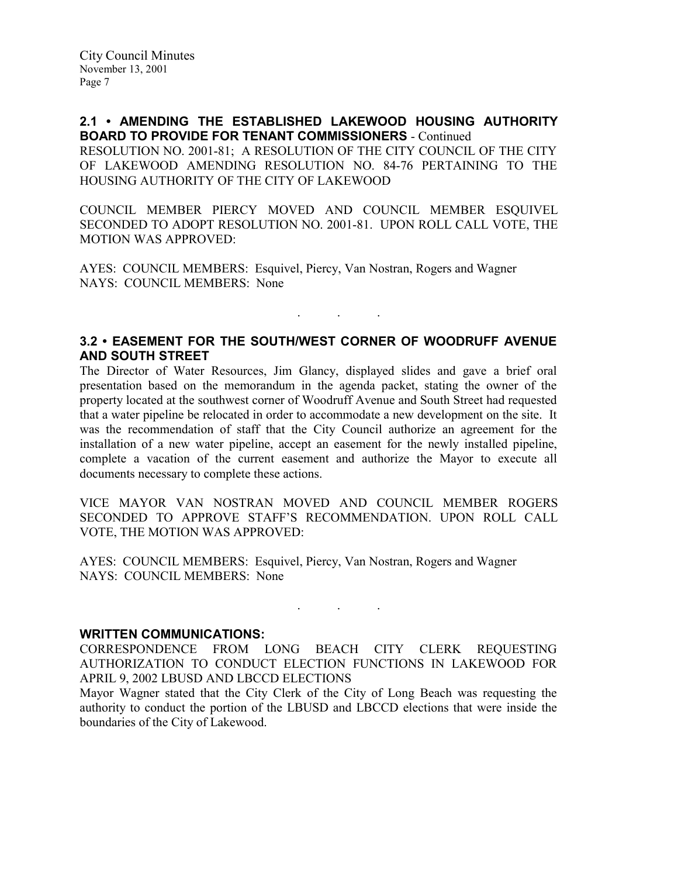**2.1 • AMENDING THE ESTABLISHED LAKEWOOD HOUSING AUTHORITY BOARD TO PROVIDE FOR TENANT COMMISSIONERS** - Continued

RESOLUTION NO. 2001-81; A RESOLUTION OF THE CITY COUNCIL OF THE CITY OF LAKEWOOD AMENDING RESOLUTION NO. 84-76 PERTAINING TO THE HOUSING AUTHORITY OF THE CITY OF LAKEWOOD

COUNCIL MEMBER PIERCY MOVED AND COUNCIL MEMBER ESQUIVEL SECONDED TO ADOPT RESOLUTION NO. 2001-81. UPON ROLL CALL VOTE, THE MOTION WAS APPROVED:

AYES: COUNCIL MEMBERS: Esquivel, Piercy, Van Nostran, Rogers and Wagner
NAYS: COUNCIL MEMBERS: None

. . .

**3.2 • EASEMENT FOR THE SOUTH/WEST CORNER OF WOODRUFF AVENUE AND SOUTH STREET**

The Director of Water Resources, Jim Glancy, displayed slides and gave a brief oral presentation based on the memorandum in the agenda packet, stating the owner of the property located at the southwest corner of Woodruff Avenue and South Street had requested that a water pipeline be relocated in order to accommodate a new development on the site. It was the recommendation of staff that the City Council authorize an agreement for the installation of a new water pipeline, accept an easement for the newly installed pipeline, complete a vacation of the current easement and authorize the Mayor to execute all documents necessary to complete these actions.

VICE MAYOR VAN NOSTRAN MOVED AND COUNCIL MEMBER ROGERS SECONDED TO APPROVE STAFF'S RECOMMENDATION. UPON ROLL CALL VOTE, THE MOTION WAS APPROVED:

AYES: COUNCIL MEMBERS: Esquivel, Piercy, Van Nostran, Rogers and Wagner
NAYS: COUNCIL MEMBERS: None

. . .

**WRITTEN COMMUNICATIONS:**

CORRESPONDENCE FROM LONG BEACH CITY CLERK REQUESTING AUTHORIZATION TO CONDUCT ELECTION FUNCTIONS IN LAKEWOOD FOR APRIL 9, 2002 LBUSD AND LBCCD ELECTIONS

Mayor Wagner stated that the City Clerk of the City of Long Beach was requesting the authority to conduct the portion of the LBUSD and LBCCD elections that were inside the boundaries of the City of Lakewood.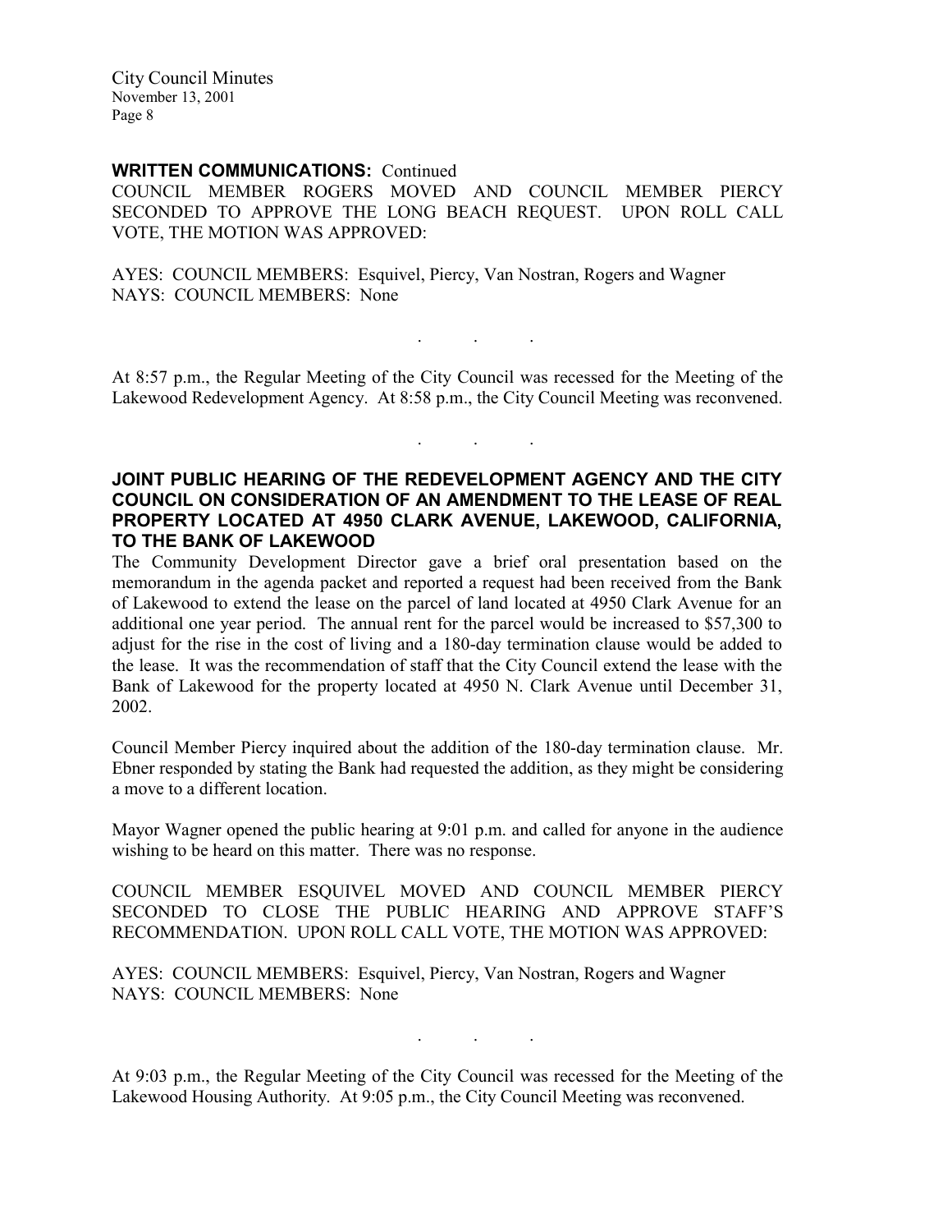**WRITTEN COMMUNICATIONS:** Continued

COUNCIL MEMBER ROGERS MOVED AND COUNCIL MEMBER PIERCY SECONDED TO APPROVE THE LONG BEACH REQUEST. UPON ROLL CALL VOTE, THE MOTION WAS APPROVED:

AYES: COUNCIL MEMBERS: Esquivel, Piercy, Van Nostran, Rogers and Wagner
NAYS: COUNCIL MEMBERS: None

. . .

At 8:57 p.m., the Regular Meeting of the City Council was recessed for the Meeting of the Lakewood Redevelopment Agency. At 8:58 p.m., the City Council Meeting was reconvened.

. . .

**JOINT PUBLIC HEARING OF THE REDEVELOPMENT AGENCY AND THE CITY COUNCIL ON CONSIDERATION OF AN AMENDMENT TO THE LEASE OF REAL PROPERTY LOCATED AT 4950 CLARK AVENUE, LAKEWOOD, CALIFORNIA, TO THE BANK OF LAKEWOOD**

The Community Development Director gave a brief oral presentation based on the memorandum in the agenda packet and reported a request had been received from the Bank of Lakewood to extend the lease on the parcel of land located at 4950 Clark Avenue for an additional one year period. The annual rent for the parcel would be increased to $57,300 to adjust for the rise in the cost of living and a 180-day termination clause would be added to the lease. It was the recommendation of staff that the City Council extend the lease with the Bank of Lakewood for the property located at 4950 N. Clark Avenue until December 31, 2002.

Council Member Piercy inquired about the addition of the 180-day termination clause. Mr. Ebner responded by stating the Bank had requested the addition, as they might be considering a move to a different location.

Mayor Wagner opened the public hearing at 9:01 p.m. and called for anyone in the audience wishing to be heard on this matter. There was no response.

COUNCIL MEMBER ESQUIVEL MOVED AND COUNCIL MEMBER PIERCY SECONDED TO CLOSE THE PUBLIC HEARING AND APPROVE STAFF'S RECOMMENDATION. UPON ROLL CALL VOTE, THE MOTION WAS APPROVED:

AYES: COUNCIL MEMBERS: Esquivel, Piercy, Van Nostran, Rogers and Wagner
NAYS: COUNCIL MEMBERS: None

. . .

At 9:03 p.m., the Regular Meeting of the City Council was recessed for the Meeting of the Lakewood Housing Authority. At 9:05 p.m., the City Council Meeting was reconvened.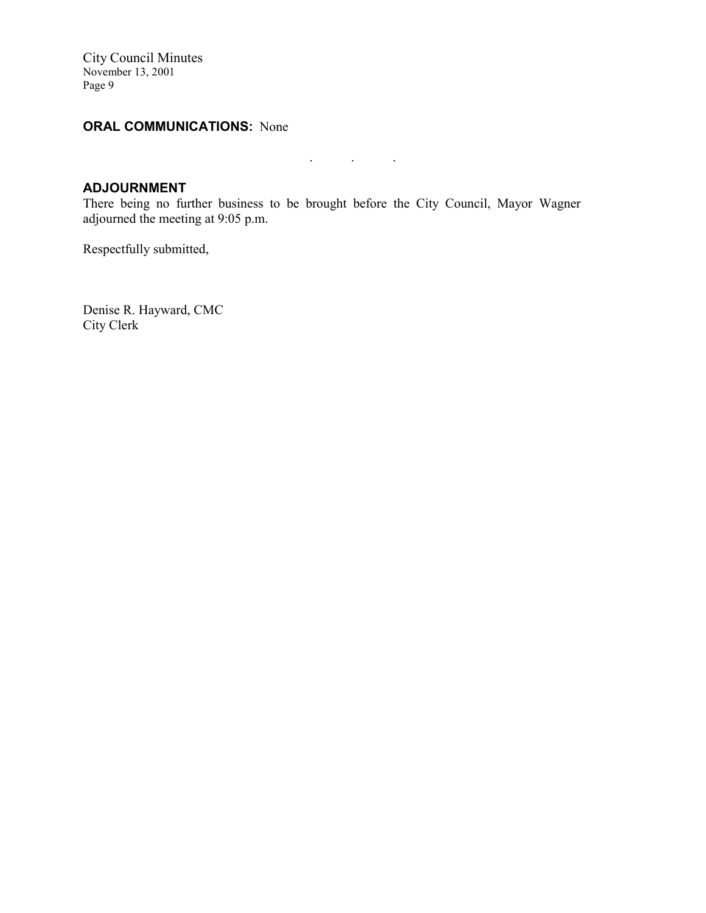**ORAL COMMUNICATIONS:** None

. . .

**ADJOURNMENT**

There being no further business to be brought before the City Council, Mayor Wagner adjourned the meeting at 9:05 p.m.

Respectfully submitted,

Denise R. Hayward, CMC
City Clerk